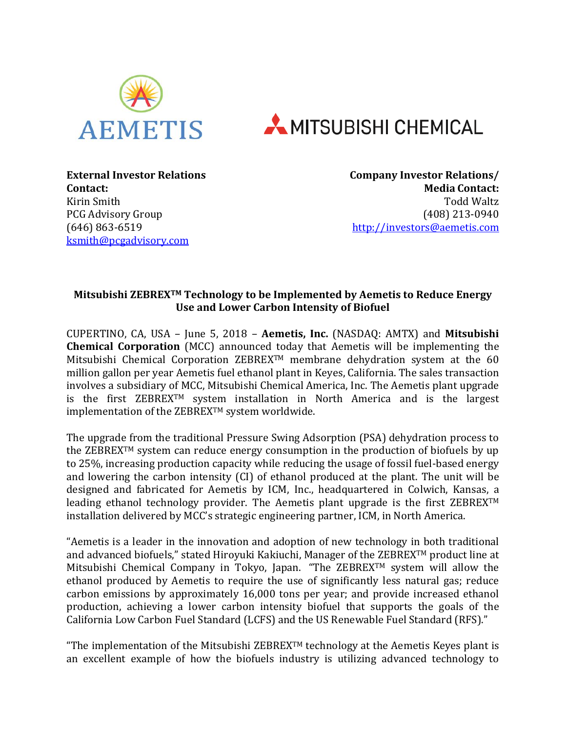AEMETIS

MITSUBISHI CHEMICAL

**External Investor Relations Contact:**
Kirin Smith
PCG Advisory Group
(646) 863-6519
ksmith@pcgadvisory.com

**Company Investor Relations/ Media Contact:**
Todd Waltz
(408) 213-0940
http://investors@aemetis.com

### Mitsubishi ZEBREX™ Technology to be Implemented by Aemetis to Reduce Energy Use and Lower Carbon Intensity of Biofuel

CUPERTINO, CA, USA – June 5, 2018 – **Aemetis, Inc.** (NASDAQ: AMTX) and **Mitsubishi Chemical Corporation** (MCC) announced today that Aemetis will be implementing the Mitsubishi Chemical Corporation ZEBREX™ membrane dehydration system at the 60 million gallon per year Aemetis fuel ethanol plant in Keyes, California. The sales transaction involves a subsidiary of MCC, Mitsubishi Chemical America, Inc. The Aemetis plant upgrade is the first ZEBREX™ system installation in North America and is the largest implementation of the ZEBREX™ system worldwide.

The upgrade from the traditional Pressure Swing Adsorption (PSA) dehydration process to the ZEBREX™ system can reduce energy consumption in the production of biofuels by up to 25%, increasing production capacity while reducing the usage of fossil fuel-based energy and lowering the carbon intensity (CI) of ethanol produced at the plant. The unit will be designed and fabricated for Aemetis by ICM, Inc., headquartered in Colwich, Kansas, a leading ethanol technology provider. The Aemetis plant upgrade is the first ZEBREX™ installation delivered by MCC's strategic engineering partner, ICM, in North America.

"Aemetis is a leader in the innovation and adoption of new technology in both traditional and advanced biofuels," stated Hiroyuki Kakiuchi, Manager of the ZEBREX™ product line at Mitsubishi Chemical Company in Tokyo, Japan. "The ZEBREX™ system will allow the ethanol produced by Aemetis to require the use of significantly less natural gas; reduce carbon emissions by approximately 16,000 tons per year; and provide increased ethanol production, achieving a lower carbon intensity biofuel that supports the goals of the California Low Carbon Fuel Standard (LCFS) and the US Renewable Fuel Standard (RFS)."

"The implementation of the Mitsubishi ZEBREX™ technology at the Aemetis Keyes plant is an excellent example of how the biofuels industry is utilizing advanced technology to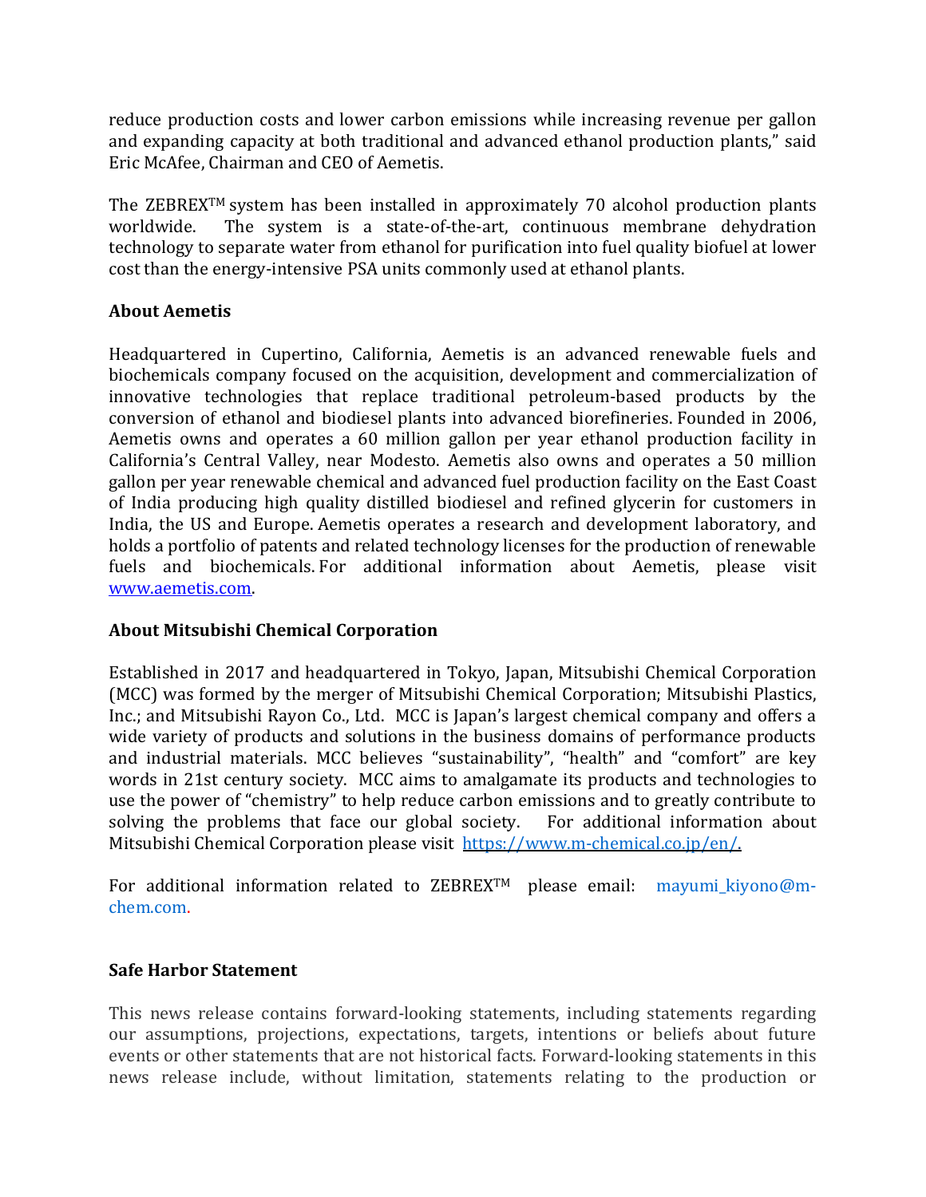reduce production costs and lower carbon emissions while increasing revenue per gallon and expanding capacity at both traditional and advanced ethanol production plants," said Eric McAfee, Chairman and CEO of Aemetis.

The ZEBREX™ system has been installed in approximately 70 alcohol production plants worldwide. The system is a state-of-the-art, continuous membrane dehydration technology to separate water from ethanol for purification into fuel quality biofuel at lower cost than the energy-intensive PSA units commonly used at ethanol plants.

**About Aemetis**

Headquartered in Cupertino, California, Aemetis is an advanced renewable fuels and biochemicals company focused on the acquisition, development and commercialization of innovative technologies that replace traditional petroleum-based products by the conversion of ethanol and biodiesel plants into advanced biorefineries. Founded in 2006, Aemetis owns and operates a 60 million gallon per year ethanol production facility in California's Central Valley, near Modesto. Aemetis also owns and operates a 50 million gallon per year renewable chemical and advanced fuel production facility on the East Coast of India producing high quality distilled biodiesel and refined glycerin for customers in India, the US and Europe. Aemetis operates a research and development laboratory, and holds a portfolio of patents and related technology licenses for the production of renewable fuels and biochemicals. For additional information about Aemetis, please visit www.aemetis.com.

**About Mitsubishi Chemical Corporation**

Established in 2017 and headquartered in Tokyo, Japan, Mitsubishi Chemical Corporation (MCC) was formed by the merger of Mitsubishi Chemical Corporation; Mitsubishi Plastics, Inc.; and Mitsubishi Rayon Co., Ltd. MCC is Japan's largest chemical company and offers a wide variety of products and solutions in the business domains of performance products and industrial materials. MCC believes "sustainability", "health" and "comfort" are key words in 21st century society. MCC aims to amalgamate its products and technologies to use the power of "chemistry" to help reduce carbon emissions and to greatly contribute to solving the problems that face our global society. For additional information about Mitsubishi Chemical Corporation please visit https://www.m-chemical.co.jp/en/.

For additional information related to ZEBREX™ please email: mayumi_kiyono@m-chem.com.

**Safe Harbor Statement**

This news release contains forward-looking statements, including statements regarding our assumptions, projections, expectations, targets, intentions or beliefs about future events or other statements that are not historical facts. Forward-looking statements in this news release include, without limitation, statements relating to the production or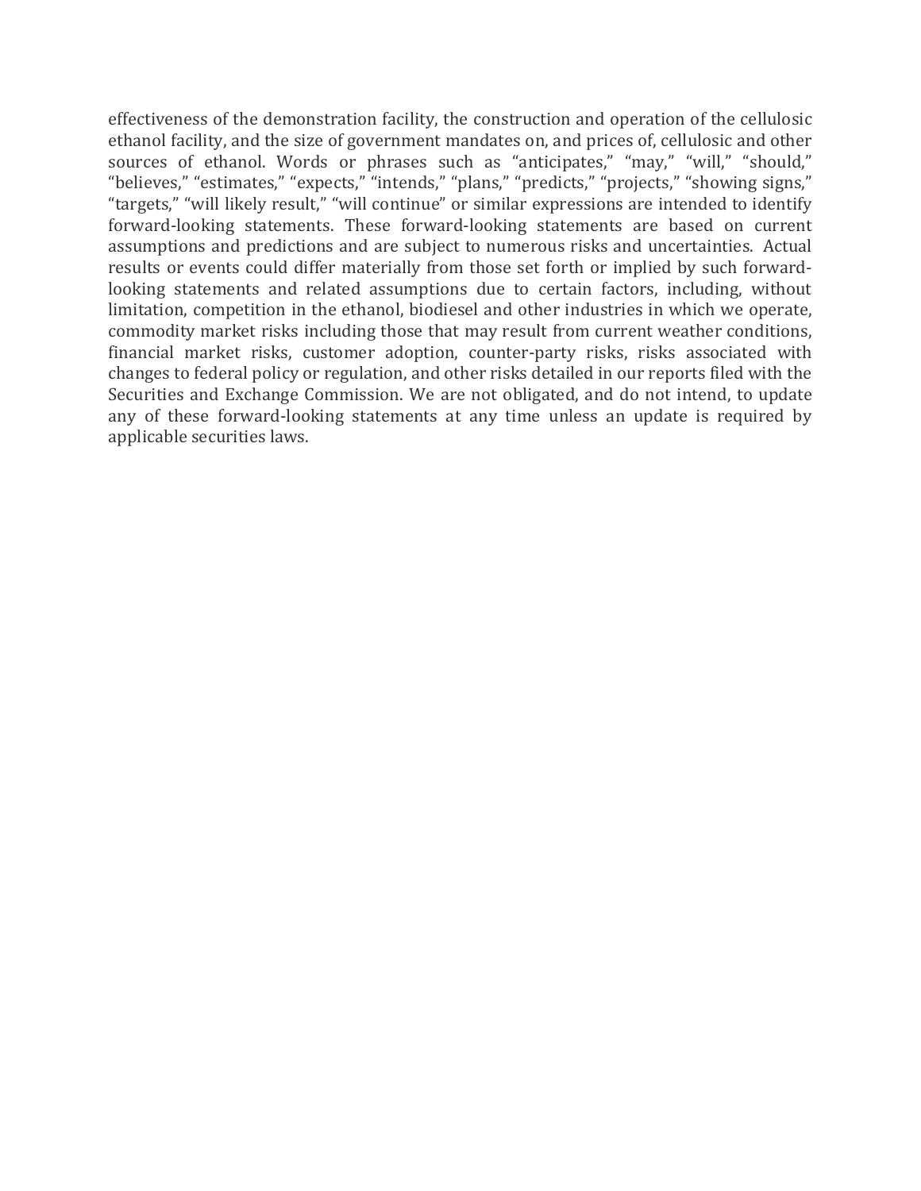effectiveness of the demonstration facility, the construction and operation of the cellulosic ethanol facility, and the size of government mandates on, and prices of, cellulosic and other sources of ethanol. Words or phrases such as "anticipates," "may," "will," "should," "believes," "estimates," "expects," "intends," "plans," "predicts," "projects," "showing signs," "targets," "will likely result," "will continue" or similar expressions are intended to identify forward-looking statements. These forward-looking statements are based on current assumptions and predictions and are subject to numerous risks and uncertainties. Actual results or events could differ materially from those set forth or implied by such forward-looking statements and related assumptions due to certain factors, including, without limitation, competition in the ethanol, biodiesel and other industries in which we operate, commodity market risks including those that may result from current weather conditions, financial market risks, customer adoption, counter-party risks, risks associated with changes to federal policy or regulation, and other risks detailed in our reports filed with the Securities and Exchange Commission. We are not obligated, and do not intend, to update any of these forward-looking statements at any time unless an update is required by applicable securities laws.